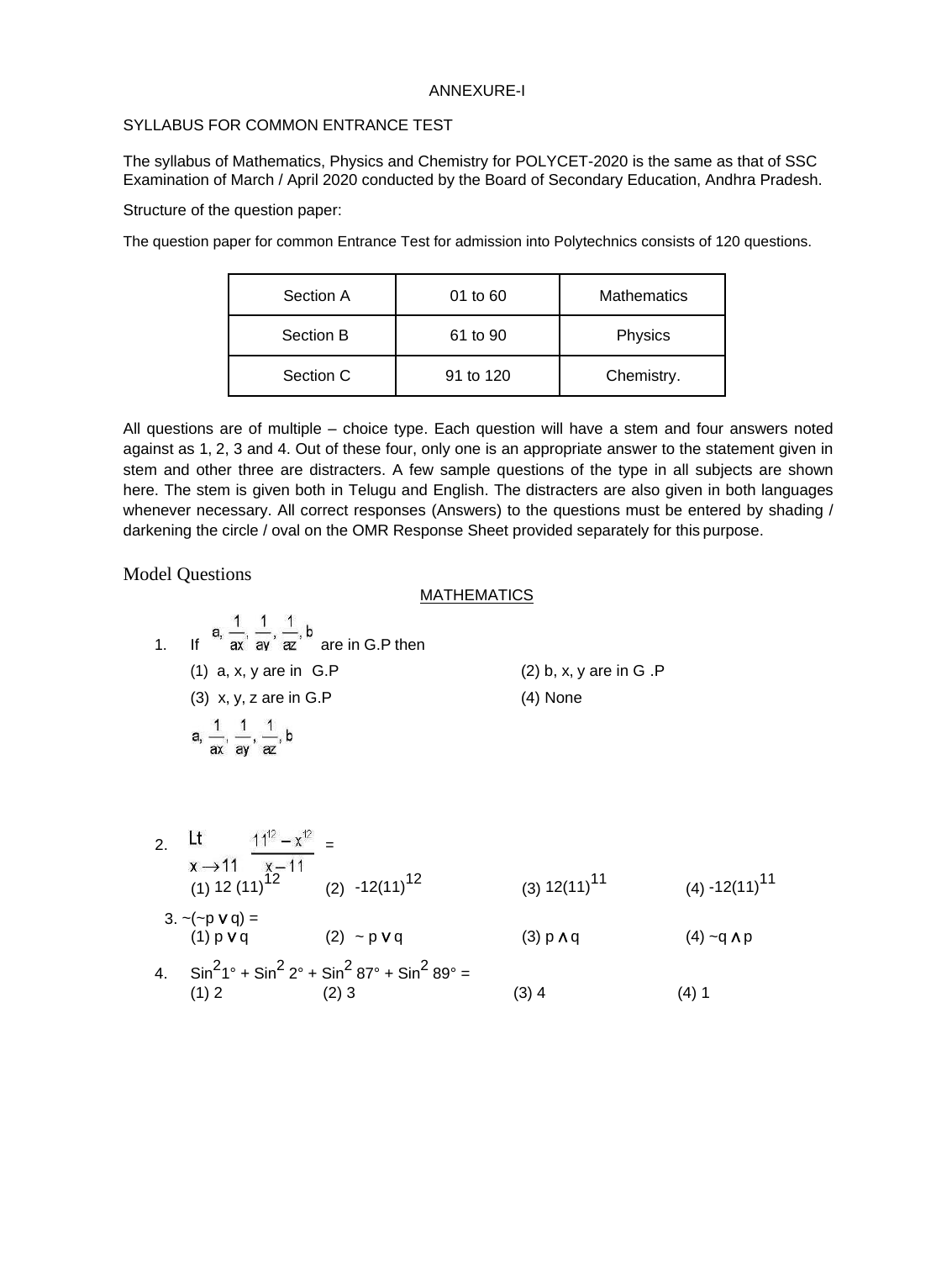ANNEXURE-I

SYLLABUS FOR COMMON ENTRANCE TEST

The syllabus of Mathematics, Physics and Chemistry for POLYCET-2020 is the same as that of SSC Examination of March / April 2020 conducted by the Board of Secondary Education, Andhra Pradesh.

Structure of the question paper:

The question paper for common Entrance Test for admission into Polytechnics consists of 120 questions.

| Section A | 01 to 60 | Mathematics |
|---|---|---|
| Section B | 61 to 90 | Physics |
| Section C | 91 to 120 | Chemistry. |

All questions are of multiple – choice type. Each question will have a stem and four answers noted against as 1, 2, 3 and 4. Out of these four, only one is an appropriate answer to the statement given in stem and other three are distracters. A few sample questions of the type in all subjects are shown here. The stem is given both in Telugu and English. The distracters are also given in both languages whenever necessary. All correct responses (Answers) to the questions must be entered by shading / darkening the circle / oval on the OMR Response Sheet provided separately for this purpose.

## Model Questions

### MATHEMATICS

1. If $a, \frac{1}{ax}, \frac{1}{ay}, \frac{1}{az}, b$ are in G.P then

   (1) a, x, y are in G.P (2) b, x, y are in G .P

   (3) x, y, z are in G.P (4) None

   $a, \frac{1}{ax}, \frac{1}{ay}, \frac{1}{az}, b$

2. $\underset{x \to 11}{Lt} \frac{11^{12} - x^{12}}{x - 11} =$

   (1) $12(11)^{12}$ (2) $-12(11)^{12}$ (3) $12(11)^{11}$ (4) $-12(11)^{11}$

3. $\sim(\sim p \vee q) =$

   (1) $p \vee q$ (2) $\sim p \vee q$ (3) $p \wedge q$ (4) $\sim q \wedge p$

4. $\text{Sin}^2 1° + \text{Sin}^2 2° + \text{Sin}^2 87° + \text{Sin}^2 89° =$

   (1) 2 (2) 3 (3) 4 (4) 1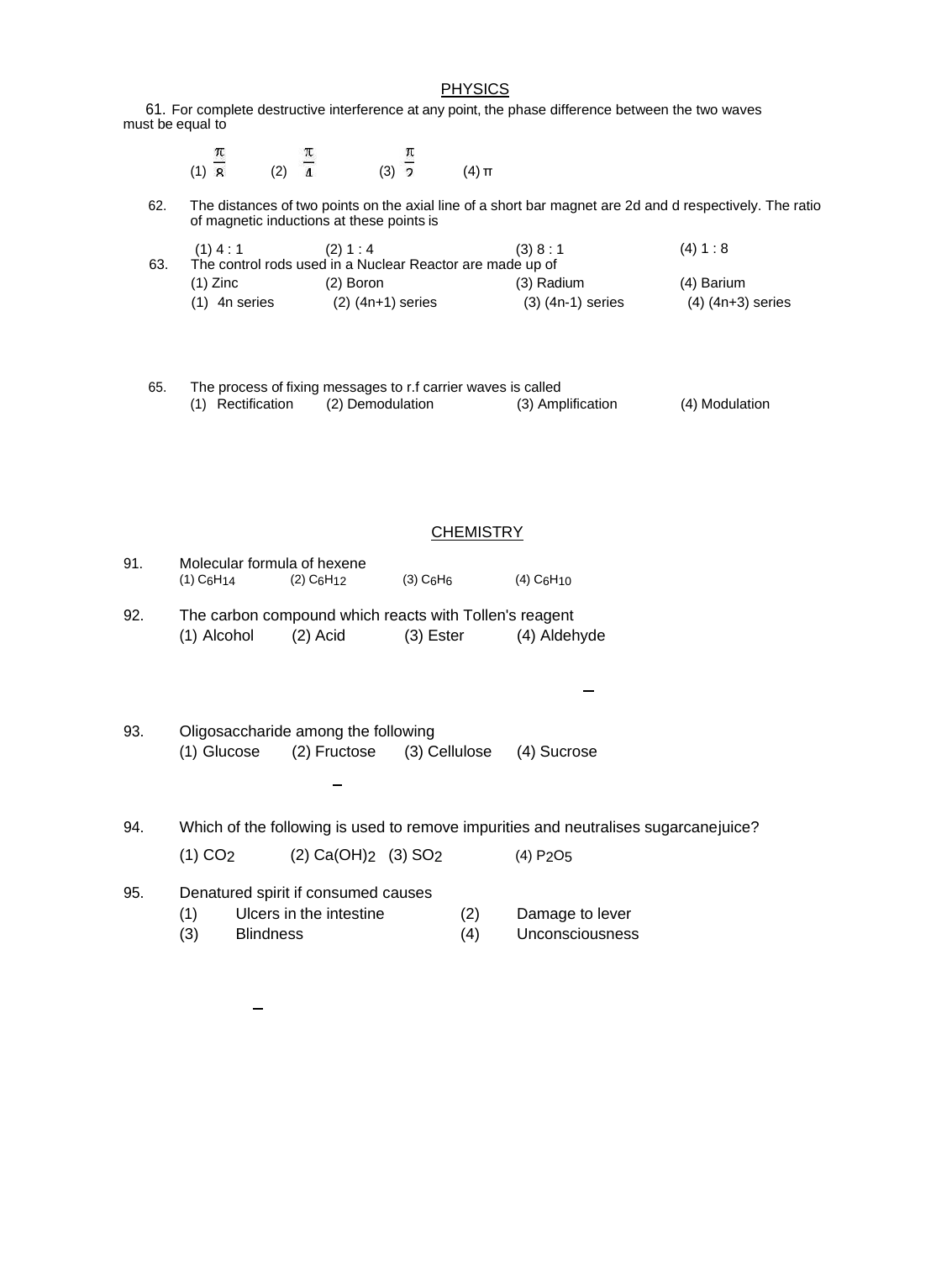## PHYSICS

61. For complete destructive interference at any point, the phase difference between the two waves must be equal to

(1) $\frac{\pi}{8}$ (2) $\frac{\pi}{4}$ (3) $\frac{\pi}{2}$ (4) $\pi$

62. The distances of two points on the axial line of a short bar magnet are 2d and d respectively. The ratio of magnetic inductions at these points is

(1) 4 : 1 (2) 1 : 4 (3) 8 : 1 (4) 1 : 8

63. The control rods used in a Nuclear Reactor are made up of

(1) Zinc (2) Boron (3) Radium (4) Barium

(1) 4n series (2) (4n+1) series (3) (4n-1) series (4) (4n+3) series

65. The process of fixing messages to r.f carrier waves is called

(1) Rectification (2) Demodulation (3) Amplification (4) Modulation

## CHEMISTRY

91. Molecular formula of hexene

(1) $C_6H_{14}$ (2) $C_6H_{12}$ (3) $C_6H_6$ (4) $C_6H_{10}$

92. The carbon compound which reacts with Tollen's reagent

(1) Alcohol (2) Acid (3) Ester (4) Aldehyde

93. Oligosaccharide among the following

(1) Glucose (2) Fructose (3) Cellulose (4) Sucrose

94. Which of the following is used to remove impurities and neutralises sugarcanejuice?

(1) $CO_2$ (2) $Ca(OH)_2$ (3) $SO_2$ (4) $P_2O_5$

95. Denatured spirit if consumed causes

(1) Ulcers in the intestine (2) Damage to lever

(3) Blindness (4) Unconsciousness